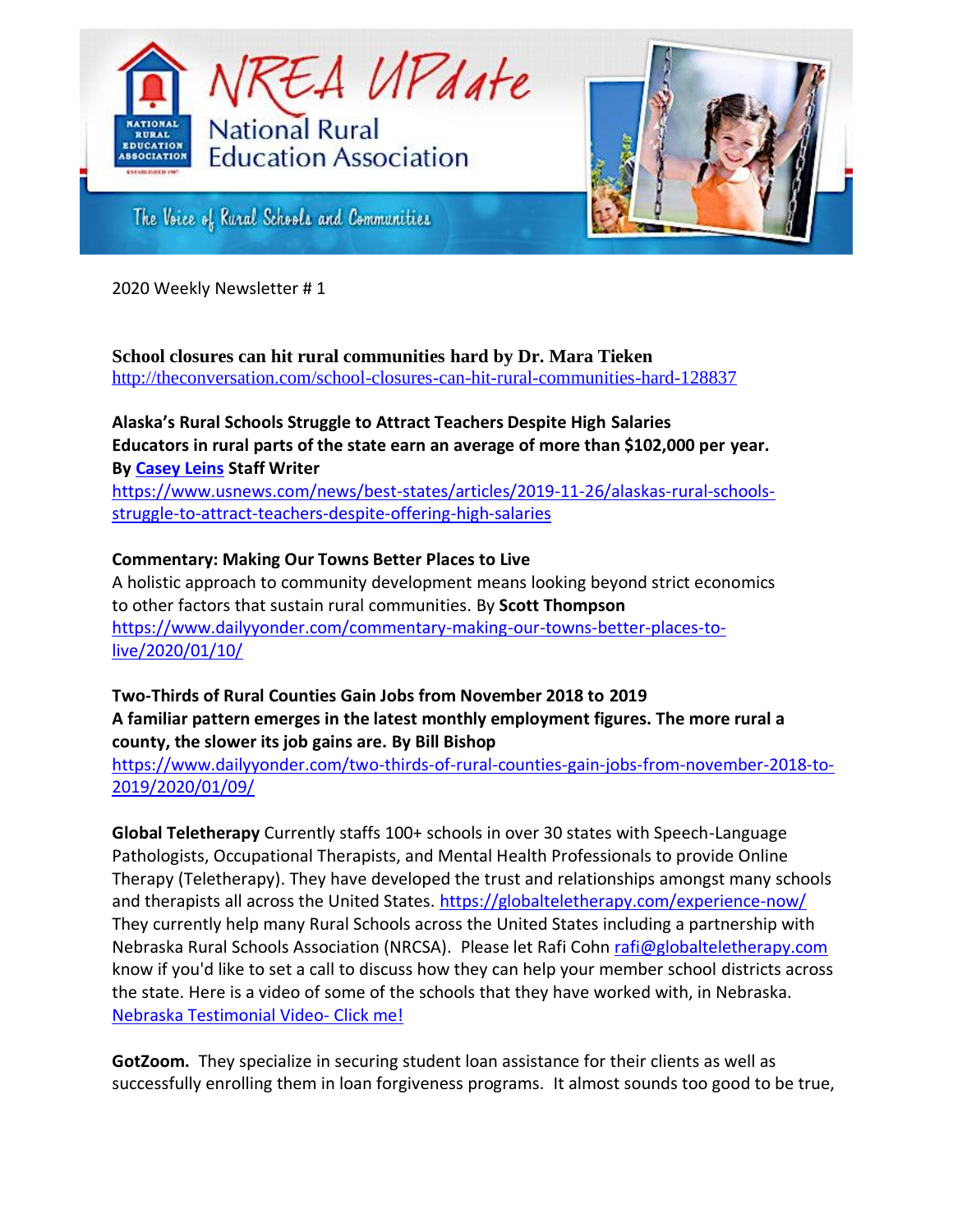# NREA UPdate

National Rural Education Association

The Voice of Rural Schools and Communities

2020 Weekly Newsletter # 1

**School closures can hit rural communities hard by Dr. Mara Tieken**
http://theconversation.com/school-closures-can-hit-rural-communities-hard-128837

**Alaska's Rural Schools Struggle to Attract Teachers Despite High Salaries**
**Educators in rural parts of the state earn an average of more than $102,000 per year.**
**By Casey Leins Staff Writer**
https://www.usnews.com/news/best-states/articles/2019-11-26/alaskas-rural-schools-struggle-to-attract-teachers-despite-offering-high-salaries

**Commentary: Making Our Towns Better Places to Live**
A holistic approach to community development means looking beyond strict economics to other factors that sustain rural communities. By **Scott Thompson**
https://www.dailyyonder.com/commentary-making-our-towns-better-places-to-live/2020/01/10/

**Two-Thirds of Rural Counties Gain Jobs from November 2018 to 2019**
**A familiar pattern emerges in the latest monthly employment figures. The more rural a county, the slower its job gains are. By Bill Bishop**
https://www.dailyyonder.com/two-thirds-of-rural-counties-gain-jobs-from-november-2018-to-2019/2020/01/09/

**Global Teletherapy** Currently staffs 100+ schools in over 30 states with Speech-Language Pathologists, Occupational Therapists, and Mental Health Professionals to provide Online Therapy (Teletherapy). They have developed the trust and relationships amongst many schools and therapists all across the United States. https://globalteletherapy.com/experience-now/ They currently help many Rural Schools across the United States including a partnership with Nebraska Rural Schools Association (NRCSA). Please let Rafi Cohn rafi@globalteletherapy.com know if you'd like to set a call to discuss how they can help your member school districts across the state. Here is a video of some of the schools that they have worked with, in Nebraska. Nebraska Testimonial Video- Click me!

**GotZoom.** They specialize in securing student loan assistance for their clients as well as successfully enrolling them in loan forgiveness programs. It almost sounds too good to be true,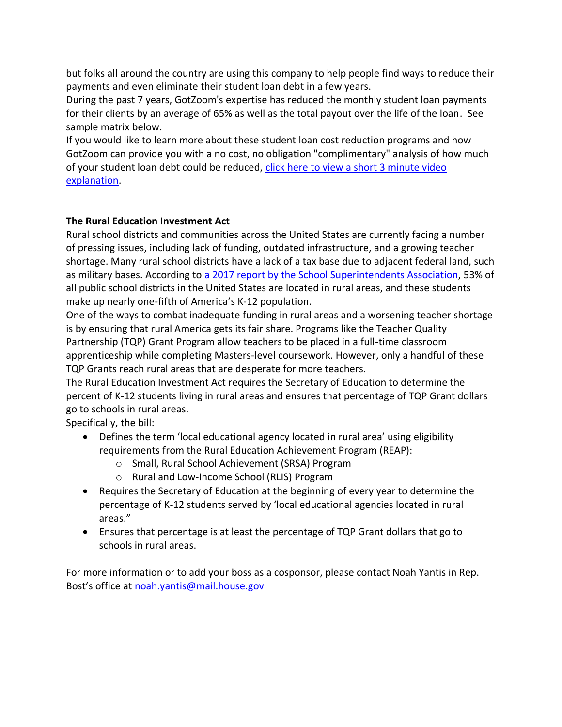but folks all around the country are using this company to help people find ways to reduce their payments and even eliminate their student loan debt in a few years.

During the past 7 years, GotZoom's expertise has reduced the monthly student loan payments for their clients by an average of 65% as well as the total payout over the life of the loan. See sample matrix below.

If you would like to learn more about these student loan cost reduction programs and how GotZoom can provide you with a no cost, no obligation "complimentary" analysis of how much of your student loan debt could be reduced, [click here to view a short 3 minute video explanation](#).

**The Rural Education Investment Act**

Rural school districts and communities across the United States are currently facing a number of pressing issues, including lack of funding, outdated infrastructure, and a growing teacher shortage. Many rural school districts have a lack of a tax base due to adjacent federal land, such as military bases. According to [a 2017 report by the School Superintendents Association](#), 53% of all public school districts in the United States are located in rural areas, and these students make up nearly one-fifth of America's K-12 population.

One of the ways to combat inadequate funding in rural areas and a worsening teacher shortage is by ensuring that rural America gets its fair share. Programs like the Teacher Quality Partnership (TQP) Grant Program allow teachers to be placed in a full-time classroom apprenticeship while completing Masters-level coursework. However, only a handful of these TQP Grants reach rural areas that are desperate for more teachers.

The Rural Education Investment Act requires the Secretary of Education to determine the percent of K-12 students living in rural areas and ensures that percentage of TQP Grant dollars go to schools in rural areas.

Specifically, the bill:

- Defines the term 'local educational agency located in rural area' using eligibility requirements from the Rural Education Achievement Program (REAP):
  - Small, Rural School Achievement (SRSA) Program
  - Rural and Low-Income School (RLIS) Program
- Requires the Secretary of Education at the beginning of every year to determine the percentage of K-12 students served by 'local educational agencies located in rural areas."
- Ensures that percentage is at least the percentage of TQP Grant dollars that go to schools in rural areas.

For more information or to add your boss as a cosponsor, please contact Noah Yantis in Rep. Bost's office at [noah.yantis@mail.house.gov](mailto:noah.yantis@mail.house.gov)